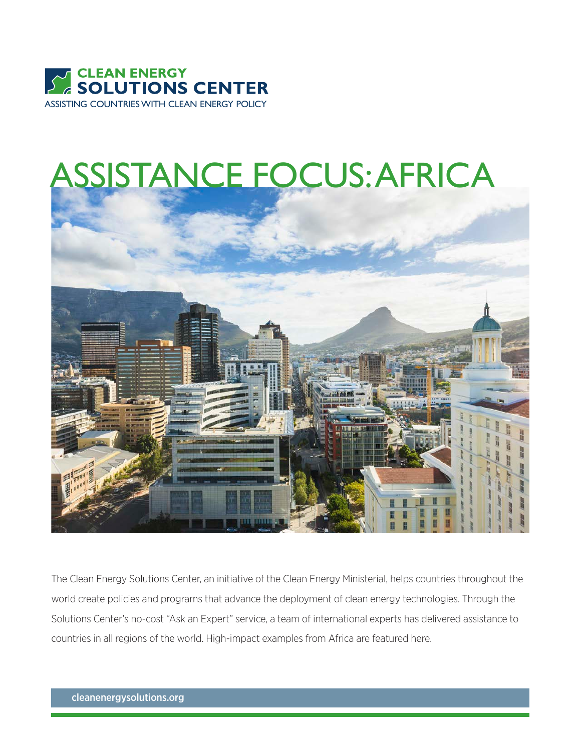**CLEAN ENERGY SOLUTIONS CENTER**

ASSISTING COUNTRIES WITH CLEAN ENERGY POLICY

# ASSISTANCE FOCUS: AFRICA

The Clean Energy Solutions Center, an initiative of the Clean Energy Ministerial, helps countries throughout the world create policies and programs that advance the deployment of clean energy technologies. Through the Solutions Center's no-cost "Ask an Expert" service, a team of international experts has delivered assistance to countries in all regions of the world. High-impact examples from Africa are featured here.

cleanenergysolutions.org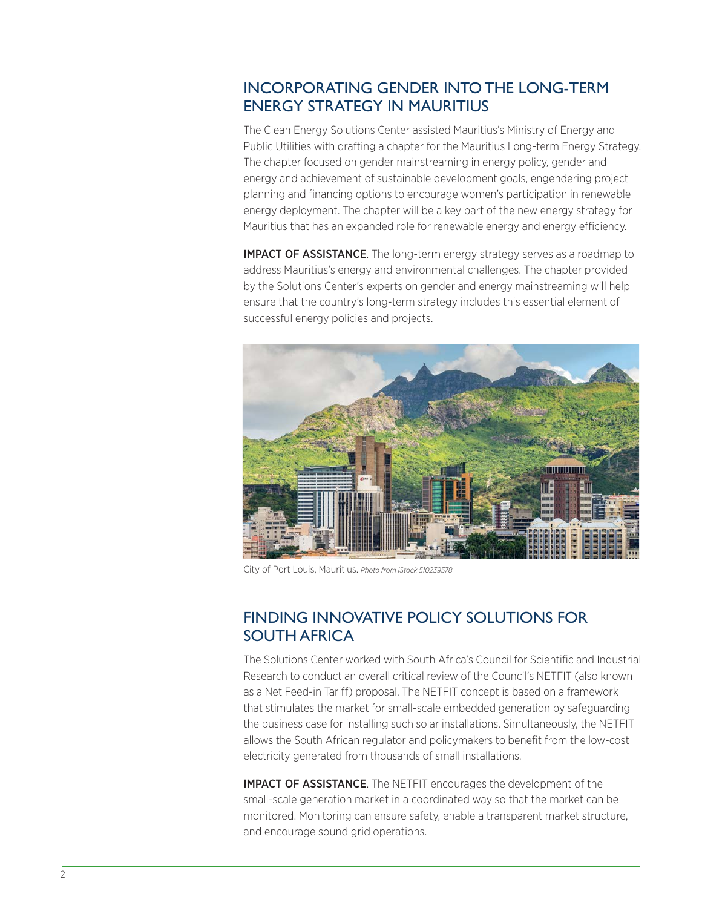## INCORPORATING GENDER INTO THE LONG-TERM ENERGY STRATEGY IN MAURITIUS

The Clean Energy Solutions Center assisted Mauritius's Ministry of Energy and Public Utilities with drafting a chapter for the Mauritius Long-term Energy Strategy. The chapter focused on gender mainstreaming in energy policy, gender and energy and achievement of sustainable development goals, engendering project planning and financing options to encourage women's participation in renewable energy deployment. The chapter will be a key part of the new energy strategy for Mauritius that has an expanded role for renewable energy and energy efficiency.

**IMPACT OF ASSISTANCE**. The long-term energy strategy serves as a roadmap to address Mauritius's energy and environmental challenges. The chapter provided by the Solutions Center's experts on gender and energy mainstreaming will help ensure that the country's long-term strategy includes this essential element of successful energy policies and projects.

City of Port Louis, Mauritius. *Photo from iStock 510239578*

## FINDING INNOVATIVE POLICY SOLUTIONS FOR SOUTH AFRICA

The Solutions Center worked with South Africa's Council for Scientific and Industrial Research to conduct an overall critical review of the Council's NETFIT (also known as a Net Feed-in Tariff) proposal. The NETFIT concept is based on a framework that stimulates the market for small-scale embedded generation by safeguarding the business case for installing such solar installations. Simultaneously, the NETFIT allows the South African regulator and policymakers to benefit from the low-cost electricity generated from thousands of small installations.

**IMPACT OF ASSISTANCE**. The NETFIT encourages the development of the small-scale generation market in a coordinated way so that the market can be monitored. Monitoring can ensure safety, enable a transparent market structure, and encourage sound grid operations.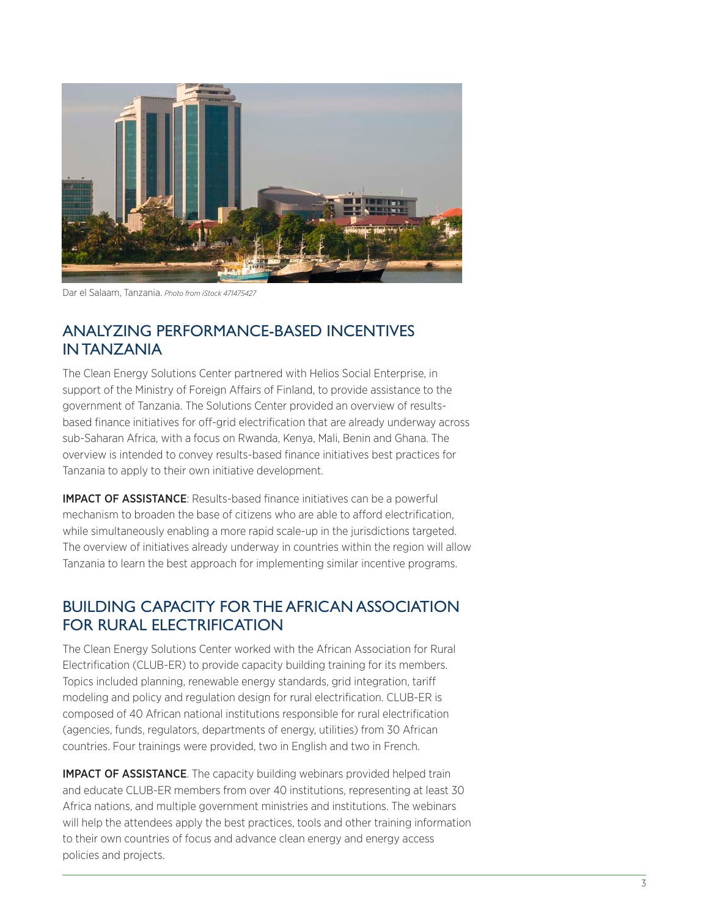Dar el Salaam, Tanzania. *Photo from iStock 471475427*

## ANALYZING PERFORMANCE-BASED INCENTIVES IN TANZANIA

The Clean Energy Solutions Center partnered with Helios Social Enterprise, in support of the Ministry of Foreign Affairs of Finland, to provide assistance to the government of Tanzania. The Solutions Center provided an overview of results-based finance initiatives for off-grid electrification that are already underway across sub-Saharan Africa, with a focus on Rwanda, Kenya, Mali, Benin and Ghana. The overview is intended to convey results-based finance initiatives best practices for Tanzania to apply to their own initiative development.

**IMPACT OF ASSISTANCE**: Results-based finance initiatives can be a powerful mechanism to broaden the base of citizens who are able to afford electrification, while simultaneously enabling a more rapid scale-up in the jurisdictions targeted. The overview of initiatives already underway in countries within the region will allow Tanzania to learn the best approach for implementing similar incentive programs.

## BUILDING CAPACITY FOR THE AFRICAN ASSOCIATION FOR RURAL ELECTRIFICATION

The Clean Energy Solutions Center worked with the African Association for Rural Electrification (CLUB-ER) to provide capacity building training for its members. Topics included planning, renewable energy standards, grid integration, tariff modeling and policy and regulation design for rural electrification. CLUB-ER is composed of 40 African national institutions responsible for rural electrification (agencies, funds, regulators, departments of energy, utilities) from 30 African countries. Four trainings were provided, two in English and two in French.

**IMPACT OF ASSISTANCE**. The capacity building webinars provided helped train and educate CLUB-ER members from over 40 institutions, representing at least 30 Africa nations, and multiple government ministries and institutions. The webinars will help the attendees apply the best practices, tools and other training information to their own countries of focus and advance clean energy and energy access policies and projects.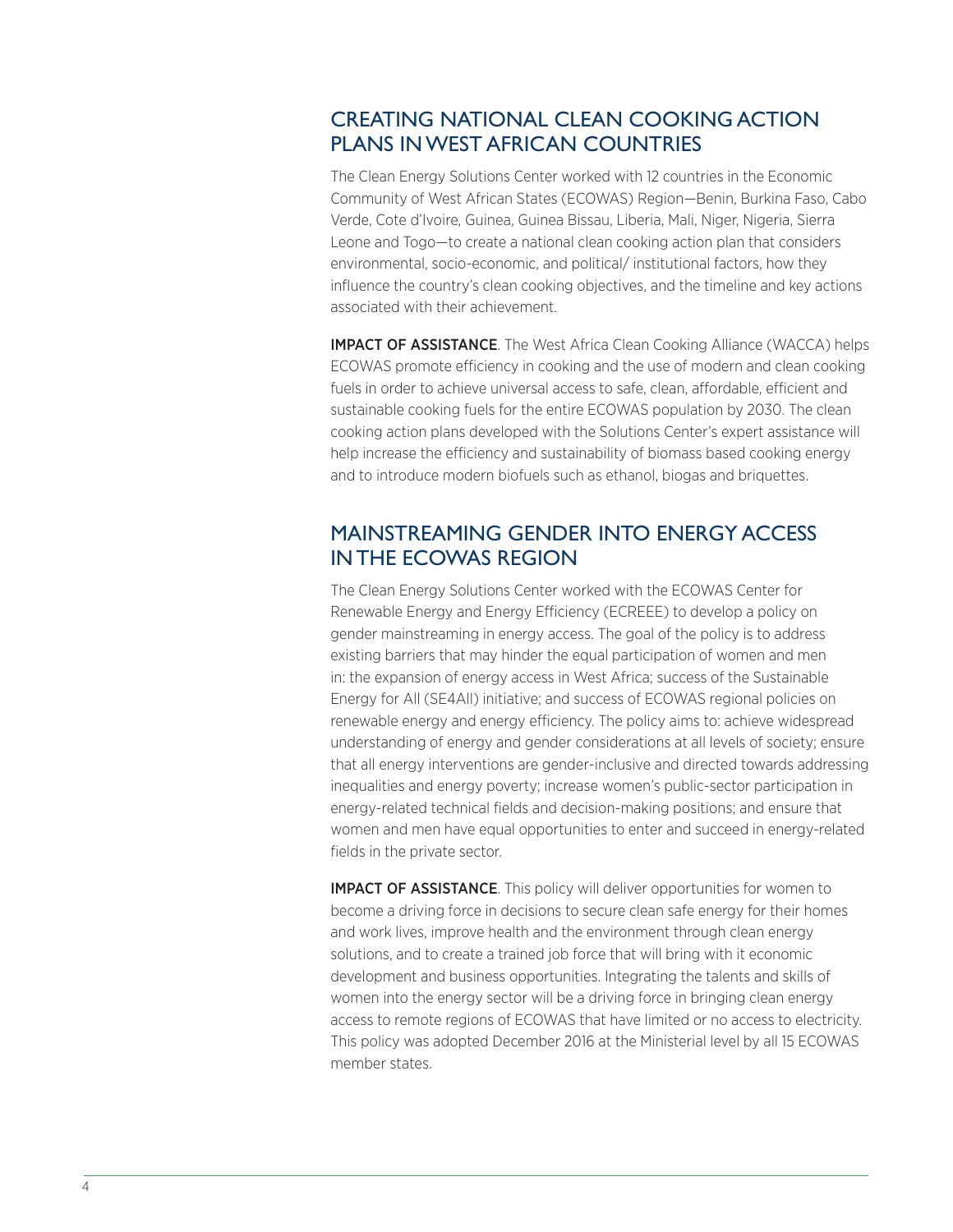## CREATING NATIONAL CLEAN COOKING ACTION PLANS IN WEST AFRICAN COUNTRIES

The Clean Energy Solutions Center worked with 12 countries in the Economic Community of West African States (ECOWAS) Region—Benin, Burkina Faso, Cabo Verde, Cote d'Ivoire, Guinea, Guinea Bissau, Liberia, Mali, Niger, Nigeria, Sierra Leone and Togo—to create a national clean cooking action plan that considers environmental, socio-economic, and political/ institutional factors, how they influence the country's clean cooking objectives, and the timeline and key actions associated with their achievement.

**IMPACT OF ASSISTANCE**. The West Africa Clean Cooking Alliance (WACCA) helps ECOWAS promote efficiency in cooking and the use of modern and clean cooking fuels in order to achieve universal access to safe, clean, affordable, efficient and sustainable cooking fuels for the entire ECOWAS population by 2030. The clean cooking action plans developed with the Solutions Center's expert assistance will help increase the efficiency and sustainability of biomass based cooking energy and to introduce modern biofuels such as ethanol, biogas and briquettes.

## MAINSTREAMING GENDER INTO ENERGY ACCESS IN THE ECOWAS REGION

The Clean Energy Solutions Center worked with the ECOWAS Center for Renewable Energy and Energy Efficiency (ECREEE) to develop a policy on gender mainstreaming in energy access. The goal of the policy is to address existing barriers that may hinder the equal participation of women and men in: the expansion of energy access in West Africa; success of the Sustainable Energy for All (SE4All) initiative; and success of ECOWAS regional policies on renewable energy and energy efficiency. The policy aims to: achieve widespread understanding of energy and gender considerations at all levels of society; ensure that all energy interventions are gender-inclusive and directed towards addressing inequalities and energy poverty; increase women's public-sector participation in energy-related technical fields and decision-making positions; and ensure that women and men have equal opportunities to enter and succeed in energy-related fields in the private sector.

**IMPACT OF ASSISTANCE**. This policy will deliver opportunities for women to become a driving force in decisions to secure clean safe energy for their homes and work lives, improve health and the environment through clean energy solutions, and to create a trained job force that will bring with it economic development and business opportunities. Integrating the talents and skills of women into the energy sector will be a driving force in bringing clean energy access to remote regions of ECOWAS that have limited or no access to electricity. This policy was adopted December 2016 at the Ministerial level by all 15 ECOWAS member states.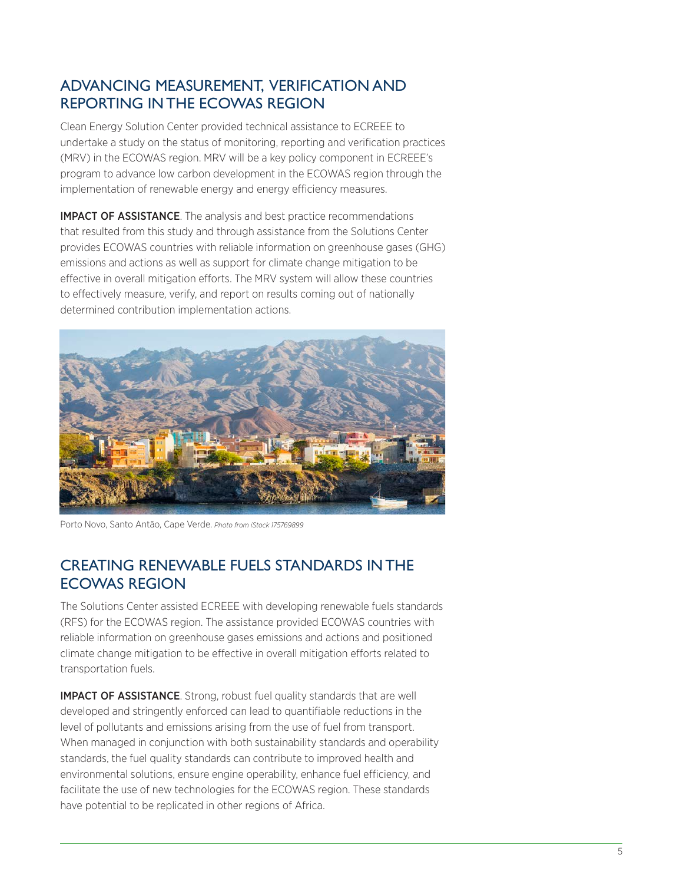## ADVANCING MEASUREMENT, VERIFICATION AND REPORTING IN THE ECOWAS REGION

Clean Energy Solution Center provided technical assistance to ECREEE to undertake a study on the status of monitoring, reporting and verification practices (MRV) in the ECOWAS region. MRV will be a key policy component in ECREEE's program to advance low carbon development in the ECOWAS region through the implementation of renewable energy and energy efficiency measures.

**IMPACT OF ASSISTANCE**. The analysis and best practice recommendations that resulted from this study and through assistance from the Solutions Center provides ECOWAS countries with reliable information on greenhouse gases (GHG) emissions and actions as well as support for climate change mitigation to be effective in overall mitigation efforts. The MRV system will allow these countries to effectively measure, verify, and report on results coming out of nationally determined contribution implementation actions.

Porto Novo, Santo Antão, Cape Verde. *Photo from iStock 175769899*

## CREATING RENEWABLE FUELS STANDARDS IN THE ECOWAS REGION

The Solutions Center assisted ECREEE with developing renewable fuels standards (RFS) for the ECOWAS region. The assistance provided ECOWAS countries with reliable information on greenhouse gases emissions and actions and positioned climate change mitigation to be effective in overall mitigation efforts related to transportation fuels.

**IMPACT OF ASSISTANCE**. Strong, robust fuel quality standards that are well developed and stringently enforced can lead to quantifiable reductions in the level of pollutants and emissions arising from the use of fuel from transport. When managed in conjunction with both sustainability standards and operability standards, the fuel quality standards can contribute to improved health and environmental solutions, ensure engine operability, enhance fuel efficiency, and facilitate the use of new technologies for the ECOWAS region. These standards have potential to be replicated in other regions of Africa.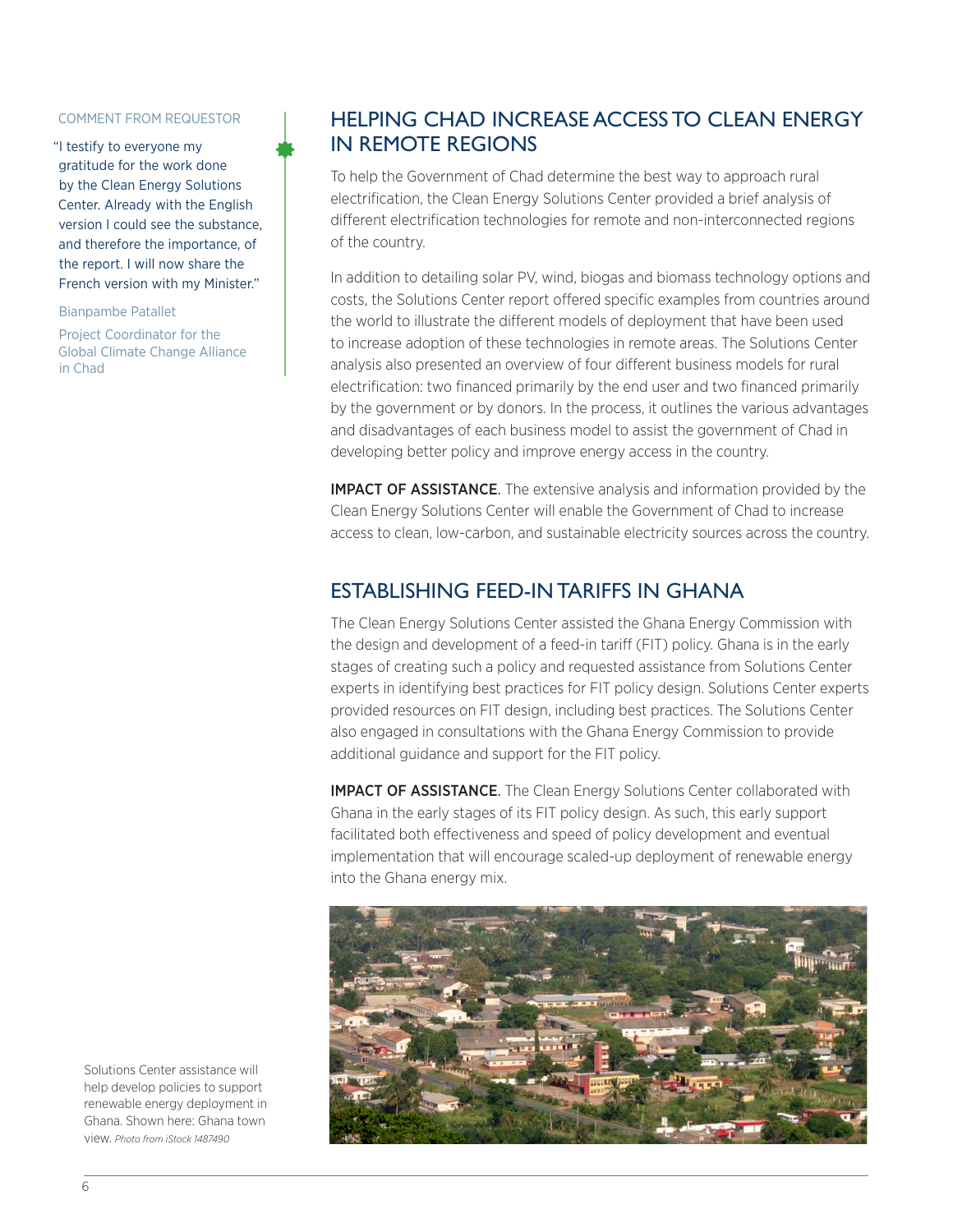COMMENT FROM REQUESTOR

"I testify to everyone my gratitude for the work done by the Clean Energy Solutions Center. Already with the English version I could see the substance, and therefore the importance, of the report. I will now share the French version with my Minister."

Bianpambe Patallet

Project Coordinator for the Global Climate Change Alliance in Chad

## HELPING CHAD INCREASE ACCESS TO CLEAN ENERGY IN REMOTE REGIONS

To help the Government of Chad determine the best way to approach rural electrification, the Clean Energy Solutions Center provided a brief analysis of different electrification technologies for remote and non-interconnected regions of the country.

In addition to detailing solar PV, wind, biogas and biomass technology options and costs, the Solutions Center report offered specific examples from countries around the world to illustrate the different models of deployment that have been used to increase adoption of these technologies in remote areas. The Solutions Center analysis also presented an overview of four different business models for rural electrification: two financed primarily by the end user and two financed primarily by the government or by donors. In the process, it outlines the various advantages and disadvantages of each business model to assist the government of Chad in developing better policy and improve energy access in the country.

**IMPACT OF ASSISTANCE**. The extensive analysis and information provided by the Clean Energy Solutions Center will enable the Government of Chad to increase access to clean, low-carbon, and sustainable electricity sources across the country.

## ESTABLISHING FEED-IN TARIFFS IN GHANA

The Clean Energy Solutions Center assisted the Ghana Energy Commission with the design and development of a feed-in tariff (FIT) policy. Ghana is in the early stages of creating such a policy and requested assistance from Solutions Center experts in identifying best practices for FIT policy design. Solutions Center experts provided resources on FIT design, including best practices. The Solutions Center also engaged in consultations with the Ghana Energy Commission to provide additional guidance and support for the FIT policy.

**IMPACT OF ASSISTANCE**. The Clean Energy Solutions Center collaborated with Ghana in the early stages of its FIT policy design. As such, this early support facilitated both effectiveness and speed of policy development and eventual implementation that will encourage scaled-up deployment of renewable energy into the Ghana energy mix.

Solutions Center assistance will help develop policies to support renewable energy deployment in Ghana. Shown here: Ghana town view. *Photo from iStock 1487490*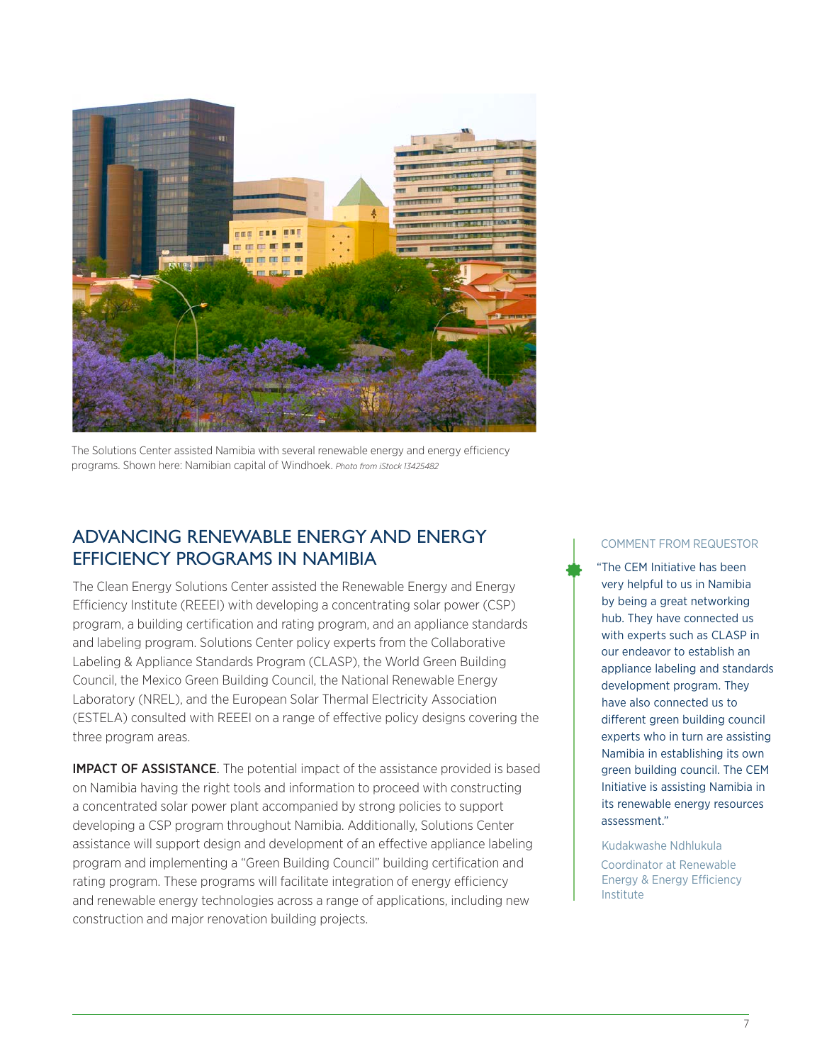The Solutions Center assisted Namibia with several renewable energy and energy efficiency programs. Shown here: Namibian capital of Windhoek. *Photo from iStock 13425482*

## ADVANCING RENEWABLE ENERGY AND ENERGY EFFICIENCY PROGRAMS IN NAMIBIA

The Clean Energy Solutions Center assisted the Renewable Energy and Energy Efficiency Institute (REEEI) with developing a concentrating solar power (CSP) program, a building certification and rating program, and an appliance standards and labeling program. Solutions Center policy experts from the Collaborative Labeling & Appliance Standards Program (CLASP), the World Green Building Council, the Mexico Green Building Council, the National Renewable Energy Laboratory (NREL), and the European Solar Thermal Electricity Association (ESTELA) consulted with REEEI on a range of effective policy designs covering the three program areas.

**IMPACT OF ASSISTANCE.** The potential impact of the assistance provided is based on Namibia having the right tools and information to proceed with constructing a concentrated solar power plant accompanied by strong policies to support developing a CSP program throughout Namibia. Additionally, Solutions Center assistance will support design and development of an effective appliance labeling program and implementing a "Green Building Council" building certification and rating program. These programs will facilitate integration of energy efficiency and renewable energy technologies across a range of applications, including new construction and major renovation building projects.

COMMENT FROM REQUESTOR

"The CEM Initiative has been very helpful to us in Namibia by being a great networking hub. They have connected us with experts such as CLASP in our endeavor to establish an appliance labeling and standards development program. They have also connected us to different green building council experts who in turn are assisting Namibia in establishing its own green building council. The CEM Initiative is assisting Namibia in its renewable energy resources assessment."

Kudakwashe Ndhlukula

Coordinator at Renewable Energy & Energy Efficiency Institute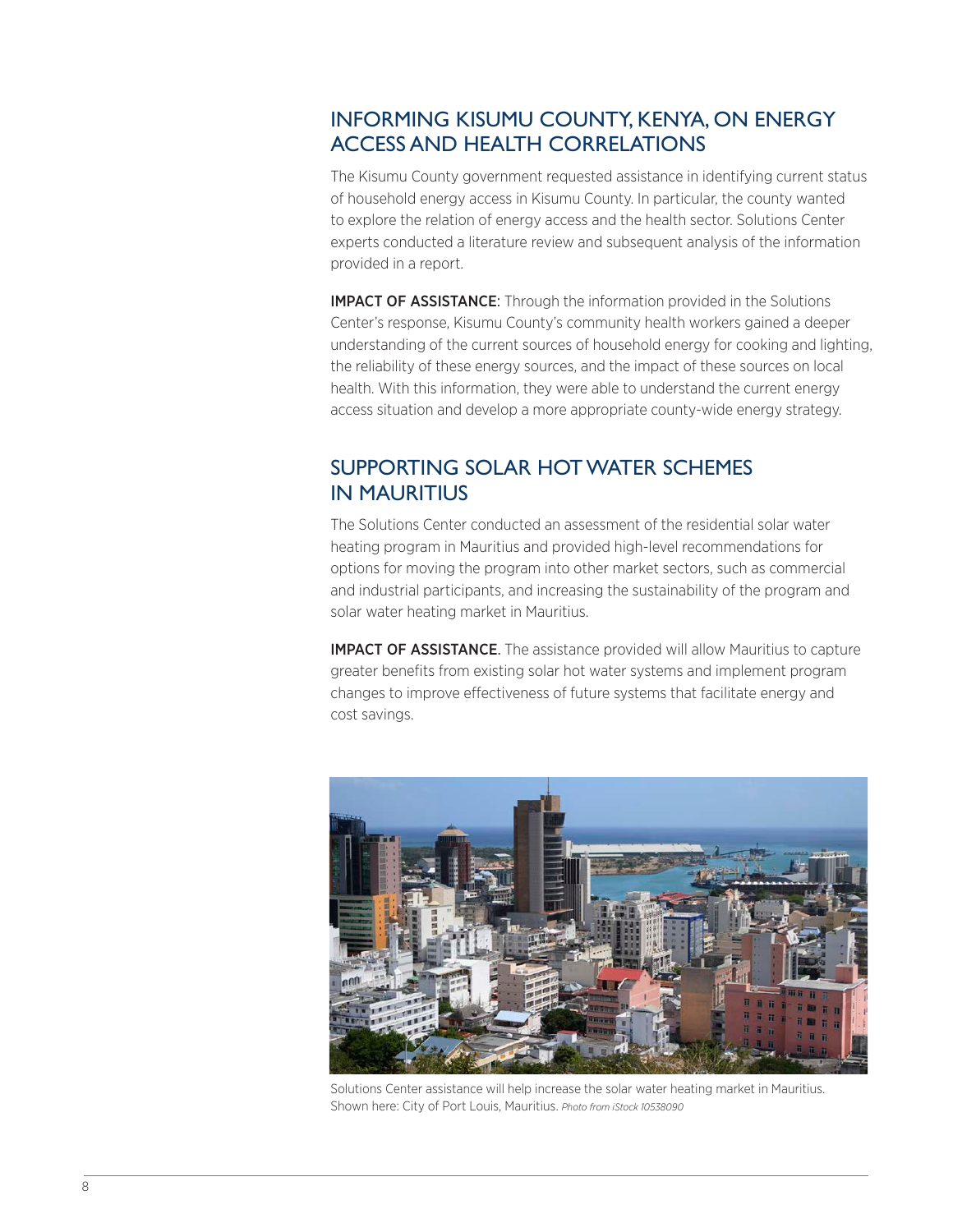## INFORMING KISUMU COUNTY, KENYA, ON ENERGY ACCESS AND HEALTH CORRELATIONS

The Kisumu County government requested assistance in identifying current status of household energy access in Kisumu County. In particular, the county wanted to explore the relation of energy access and the health sector. Solutions Center experts conducted a literature review and subsequent analysis of the information provided in a report.

**IMPACT OF ASSISTANCE**: Through the information provided in the Solutions Center's response, Kisumu County's community health workers gained a deeper understanding of the current sources of household energy for cooking and lighting, the reliability of these energy sources, and the impact of these sources on local health. With this information, they were able to understand the current energy access situation and develop a more appropriate county-wide energy strategy.

## SUPPORTING SOLAR HOT WATER SCHEMES IN MAURITIUS

The Solutions Center conducted an assessment of the residential solar water heating program in Mauritius and provided high-level recommendations for options for moving the program into other market sectors, such as commercial and industrial participants, and increasing the sustainability of the program and solar water heating market in Mauritius.

**IMPACT OF ASSISTANCE**. The assistance provided will allow Mauritius to capture greater benefits from existing solar hot water systems and implement program changes to improve effectiveness of future systems that facilitate energy and cost savings.

Solutions Center assistance will help increase the solar water heating market in Mauritius. Shown here: City of Port Louis, Mauritius. *Photo from iStock 10538090*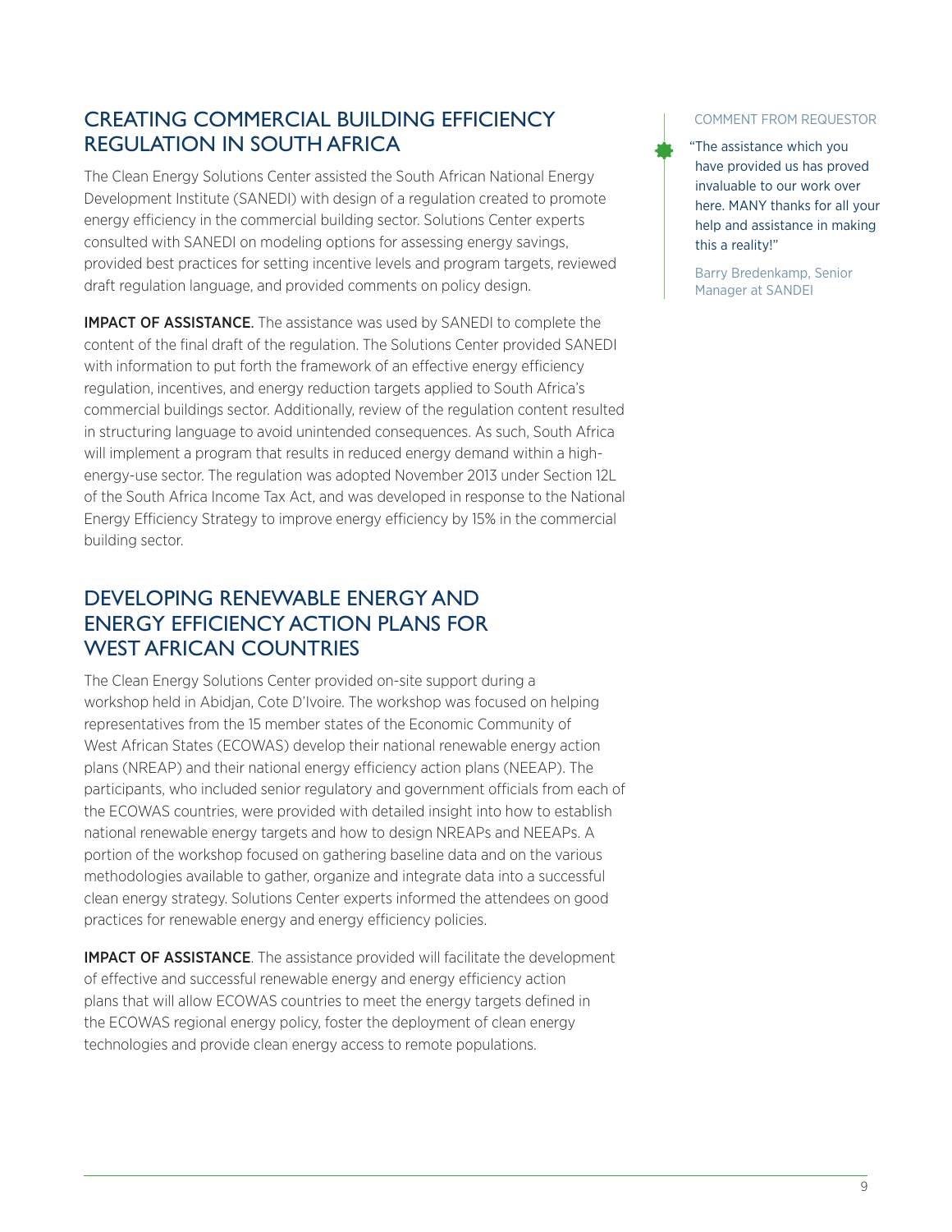## CREATING COMMERCIAL BUILDING EFFICIENCY REGULATION IN SOUTH AFRICA

The Clean Energy Solutions Center assisted the South African National Energy Development Institute (SANEDI) with design of a regulation created to promote energy efficiency in the commercial building sector. Solutions Center experts consulted with SANEDI on modeling options for assessing energy savings, provided best practices for setting incentive levels and program targets, reviewed draft regulation language, and provided comments on policy design.

**IMPACT OF ASSISTANCE.** The assistance was used by SANEDI to complete the content of the final draft of the regulation. The Solutions Center provided SANEDI with information to put forth the framework of an effective energy efficiency regulation, incentives, and energy reduction targets applied to South Africa's commercial buildings sector. Additionally, review of the regulation content resulted in structuring language to avoid unintended consequences. As such, South Africa will implement a program that results in reduced energy demand within a high-energy-use sector. The regulation was adopted November 2013 under Section 12L of the South Africa Income Tax Act, and was developed in response to the National Energy Efficiency Strategy to improve energy efficiency by 15% in the commercial building sector.

COMMENT FROM REQUESTOR

"The assistance which you have provided us has proved invaluable to our work over here. MANY thanks for all your help and assistance in making this a reality!"

Barry Bredenkamp, Senior Manager at SANDEI

## DEVELOPING RENEWABLE ENERGY AND ENERGY EFFICIENCY ACTION PLANS FOR WEST AFRICAN COUNTRIES

The Clean Energy Solutions Center provided on-site support during a workshop held in Abidjan, Cote D'Ivoire. The workshop was focused on helping representatives from the 15 member states of the Economic Community of West African States (ECOWAS) develop their national renewable energy action plans (NREAP) and their national energy efficiency action plans (NEEAP). The participants, who included senior regulatory and government officials from each of the ECOWAS countries, were provided with detailed insight into how to establish national renewable energy targets and how to design NREAPs and NEEAPs. A portion of the workshop focused on gathering baseline data and on the various methodologies available to gather, organize and integrate data into a successful clean energy strategy. Solutions Center experts informed the attendees on good practices for renewable energy and energy efficiency policies.

**IMPACT OF ASSISTANCE**. The assistance provided will facilitate the development of effective and successful renewable energy and energy efficiency action plans that will allow ECOWAS countries to meet the energy targets defined in the ECOWAS regional energy policy, foster the deployment of clean energy technologies and provide clean energy access to remote populations.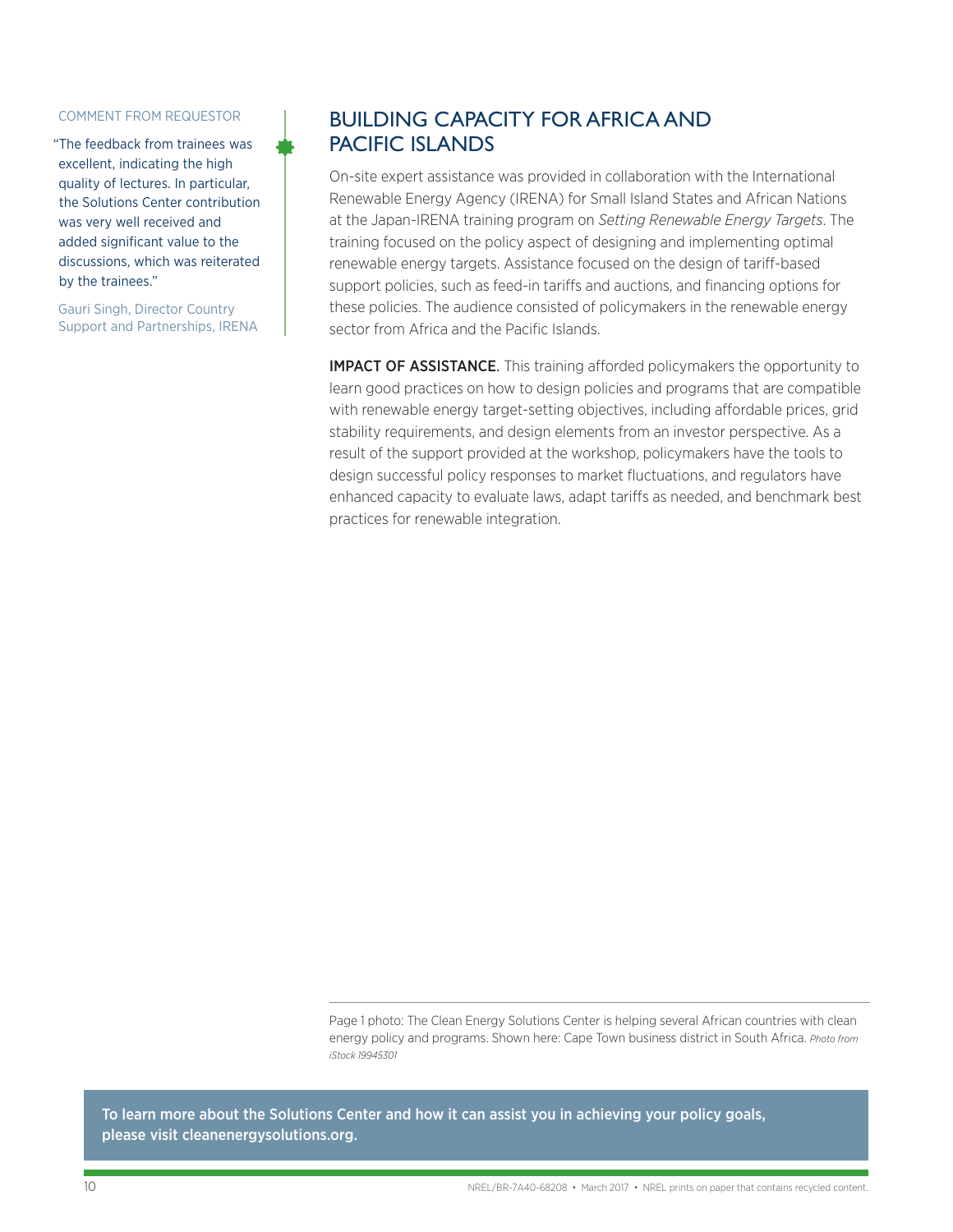COMMENT FROM REQUESTOR

"The feedback from trainees was excellent, indicating the high quality of lectures. In particular, the Solutions Center contribution was very well received and added significant value to the discussions, which was reiterated by the trainees."

Gauri Singh, Director Country Support and Partnerships, IRENA

## BUILDING CAPACITY FOR AFRICA AND PACIFIC ISLANDS

On-site expert assistance was provided in collaboration with the International Renewable Energy Agency (IRENA) for Small Island States and African Nations at the Japan-IRENA training program on *Setting Renewable Energy Targets*. The training focused on the policy aspect of designing and implementing optimal renewable energy targets. Assistance focused on the design of tariff-based support policies, such as feed-in tariffs and auctions, and financing options for these policies. The audience consisted of policymakers in the renewable energy sector from Africa and the Pacific Islands.

**IMPACT OF ASSISTANCE.** This training afforded policymakers the opportunity to learn good practices on how to design policies and programs that are compatible with renewable energy target-setting objectives, including affordable prices, grid stability requirements, and design elements from an investor perspective. As a result of the support provided at the workshop, policymakers have the tools to design successful policy responses to market fluctuations, and regulators have enhanced capacity to evaluate laws, adapt tariffs as needed, and benchmark best practices for renewable integration.

Page 1 photo: The Clean Energy Solutions Center is helping several African countries with clean energy policy and programs. Shown here: Cape Town business district in South Africa. *Photo from iStock 19945301*

**To learn more about the Solutions Center and how it can assist you in achieving your policy goals, please visit cleanenergysolutions.org.**

NREL/BR-7A40-68208 • March 2017 • NREL prints on paper that contains recycled content.